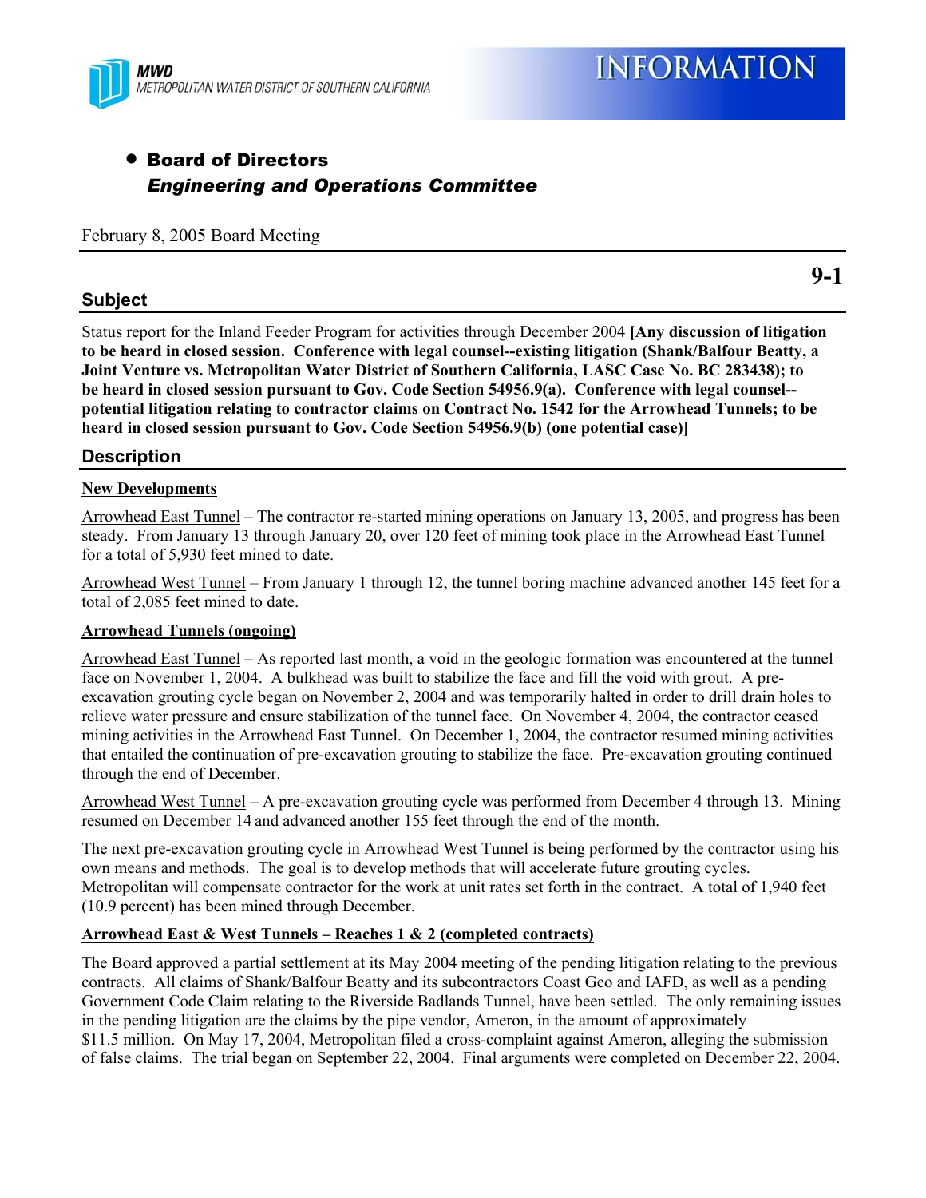MWD
METROPOLITAN WATER DISTRICT OF SOUTHERN CALIFORNIA

# INFORMATION

- **Board of Directors**
  ***Engineering and Operations Committee***

February 8, 2005 Board Meeting

**9-1**

## Subject

Status report for the Inland Feeder Program for activities through December 2004 **[Any discussion of litigation to be heard in closed session. Conference with legal counsel--existing litigation (Shank/Balfour Beatty, a Joint Venture vs. Metropolitan Water District of Southern California, LASC Case No. BC 283438); to be heard in closed session pursuant to Gov. Code Section 54956.9(a). Conference with legal counsel--potential litigation relating to contractor claims on Contract No. 1542 for the Arrowhead Tunnels; to be heard in closed session pursuant to Gov. Code Section 54956.9(b) (one potential case)]**

## Description

**New Developments**

Arrowhead East Tunnel – The contractor re-started mining operations on January 13, 2005, and progress has been steady. From January 13 through January 20, over 120 feet of mining took place in the Arrowhead East Tunnel for a total of 5,930 feet mined to date.

Arrowhead West Tunnel – From January 1 through 12, the tunnel boring machine advanced another 145 feet for a total of 2,085 feet mined to date.

**Arrowhead Tunnels (ongoing)**

Arrowhead East Tunnel – As reported last month, a void in the geologic formation was encountered at the tunnel face on November 1, 2004. A bulkhead was built to stabilize the face and fill the void with grout. A pre-excavation grouting cycle began on November 2, 2004 and was temporarily halted in order to drill drain holes to relieve water pressure and ensure stabilization of the tunnel face. On November 4, 2004, the contractor ceased mining activities in the Arrowhead East Tunnel. On December 1, 2004, the contractor resumed mining activities that entailed the continuation of pre-excavation grouting to stabilize the face. Pre-excavation grouting continued through the end of December.

Arrowhead West Tunnel – A pre-excavation grouting cycle was performed from December 4 through 13. Mining resumed on December 14 and advanced another 155 feet through the end of the month.

The next pre-excavation grouting cycle in Arrowhead West Tunnel is being performed by the contractor using his own means and methods. The goal is to develop methods that will accelerate future grouting cycles. Metropolitan will compensate contractor for the work at unit rates set forth in the contract. A total of 1,940 feet (10.9 percent) has been mined through December.

**Arrowhead East & West Tunnels – Reaches 1 & 2 (completed contracts)**

The Board approved a partial settlement at its May 2004 meeting of the pending litigation relating to the previous contracts. All claims of Shank/Balfour Beatty and its subcontractors Coast Geo and IAFD, as well as a pending Government Code Claim relating to the Riverside Badlands Tunnel, have been settled. The only remaining issues in the pending litigation are the claims by the pipe vendor, Ameron, in the amount of approximately $11.5 million. On May 17, 2004, Metropolitan filed a cross-complaint against Ameron, alleging the submission of false claims. The trial began on September 22, 2004. Final arguments were completed on December 22, 2004.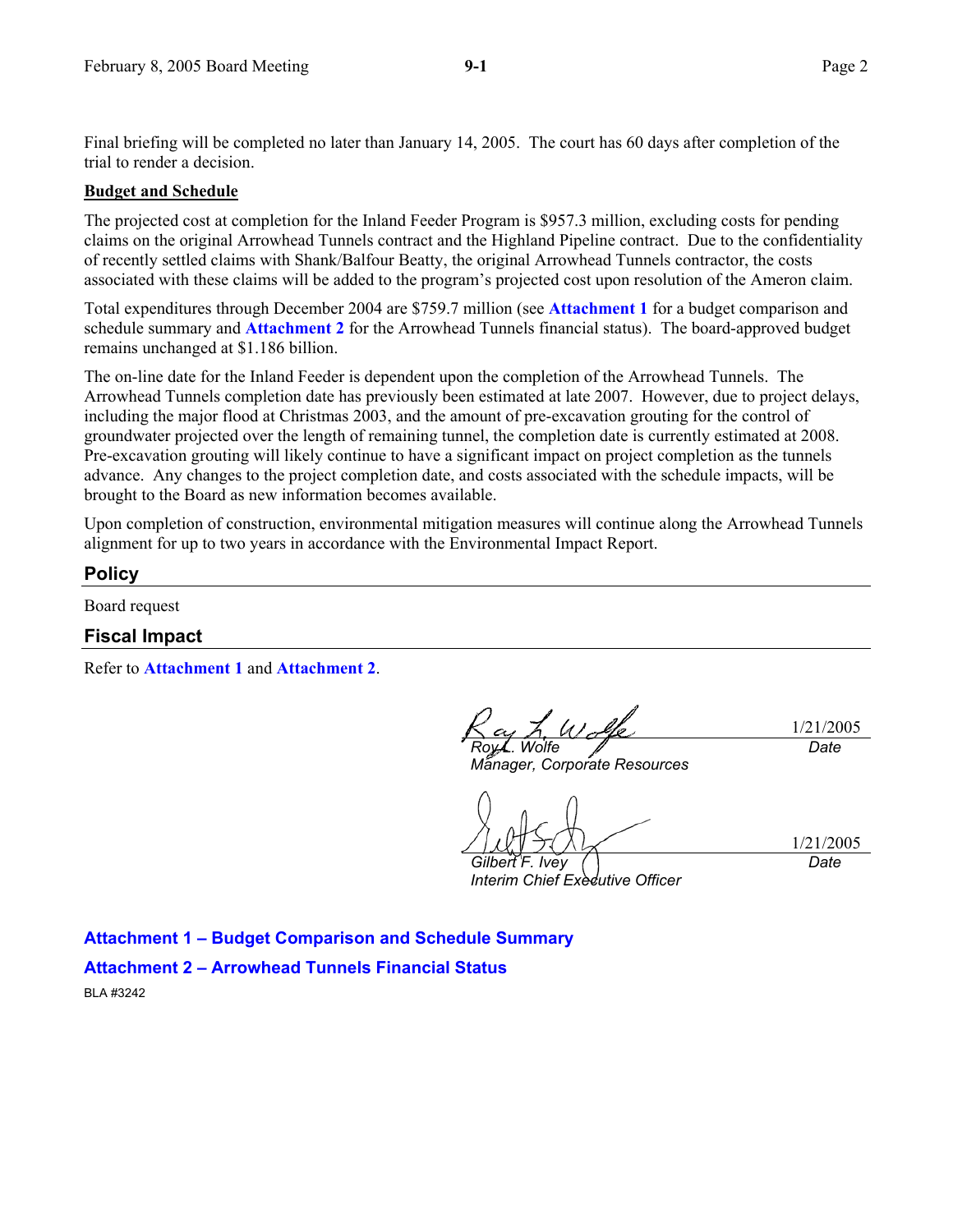Final briefing will be completed no later than January 14, 2005. The court has 60 days after completion of the trial to render a decision.

**Budget and Schedule**

The projected cost at completion for the Inland Feeder Program is $957.3 million, excluding costs for pending claims on the original Arrowhead Tunnels contract and the Highland Pipeline contract. Due to the confidentiality of recently settled claims with Shank/Balfour Beatty, the original Arrowhead Tunnels contractor, the costs associated with these claims will be added to the program's projected cost upon resolution of the Ameron claim.

Total expenditures through December 2004 are $759.7 million (see **Attachment 1** for a budget comparison and schedule summary and **Attachment 2** for the Arrowhead Tunnels financial status). The board-approved budget remains unchanged at $1.186 billion.

The on-line date for the Inland Feeder is dependent upon the completion of the Arrowhead Tunnels. The Arrowhead Tunnels completion date has previously been estimated at late 2007. However, due to project delays, including the major flood at Christmas 2003, and the amount of pre-excavation grouting for the control of groundwater projected over the length of remaining tunnel, the completion date is currently estimated at 2008. Pre-excavation grouting will likely continue to have a significant impact on project completion as the tunnels advance. Any changes to the project completion date, and costs associated with the schedule impacts, will be brought to the Board as new information becomes available.

Upon completion of construction, environmental mitigation measures will continue along the Arrowhead Tunnels alignment for up to two years in accordance with the Environmental Impact Report.

## Policy

Board request

## Fiscal Impact

Refer to **Attachment 1** and **Attachment 2**.

| | |
|---|---|
| *Roy L. Wolfe* | 1/21/2005 |
| *Manager, Corporate Resources* | *Date* |

| | |
|---|---|
| *Gilbert F. Ivey* | 1/21/2005 |
| *Interim Chief Executive Officer* | *Date* |

**Attachment 1 – Budget Comparison and Schedule Summary**

**Attachment 2 – Arrowhead Tunnels Financial Status**

BLA #3242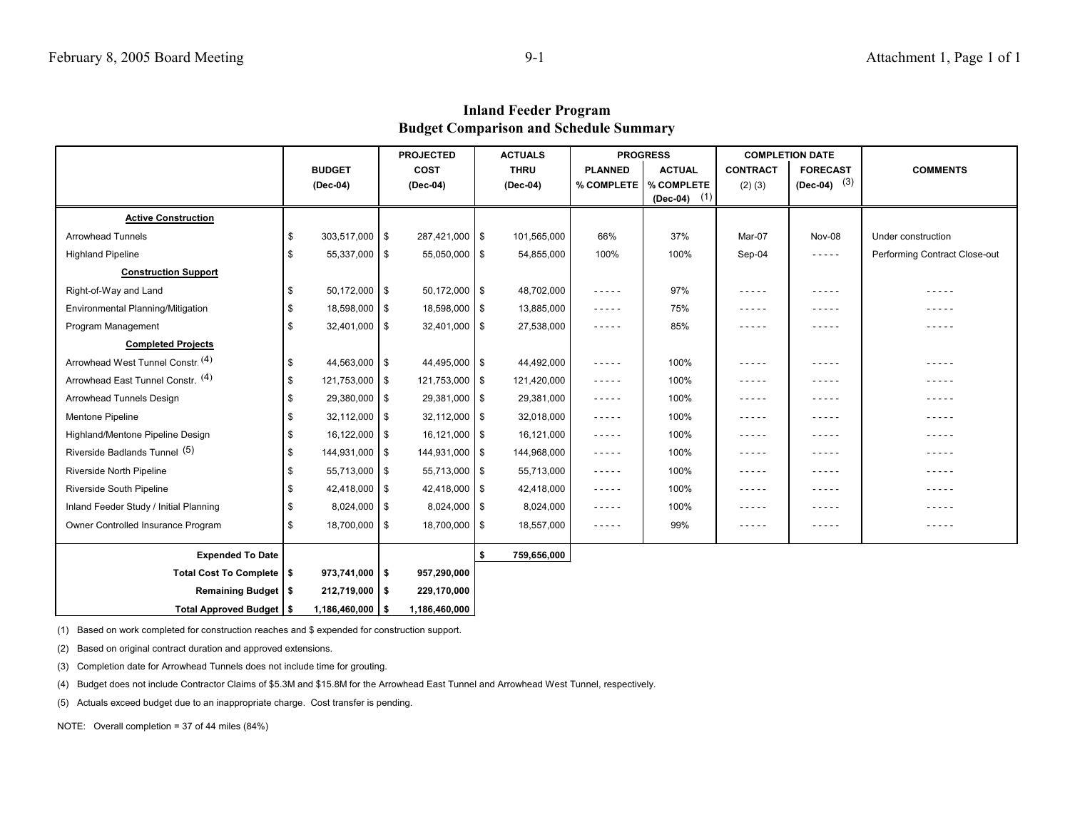## Inland Feeder Program
## Budget Comparison and Schedule Summary

| | BUDGET (Dec-04) | PROJECTED COST (Dec-04) | ACTUALS THRU (Dec-04) | PROGRESS | | COMPLETION DATE | | COMMENTS |
|---|---|---|---|---|---|---|---|---|
| | | | | PLANNED % COMPLETE | ACTUAL % COMPLETE (Dec-04) (1) | CONTRACT (2) (3) | FORECAST (Dec-04) (3) | |
| **Active Construction** | | | | | | | | |
| Arrowhead Tunnels | $ 303,517,000 | $ 287,421,000 | $ 101,565,000 | 66% | 37% | Mar-07 | Nov-08 | Under construction |
| Highland Pipeline | $ 55,337,000 | $ 55,050,000 | $ 54,855,000 | 100% | 100% | Sep-04 | ----- | Performing Contract Close-out |
| **Construction Support** | | | | | | | | |
| Right-of-Way and Land | $ 50,172,000 | $ 50,172,000 | $ 48,702,000 | ----- | 97% | ----- | ----- | ----- |
| Environmental Planning/Mitigation | $ 18,598,000 | $ 18,598,000 | $ 13,885,000 | ----- | 75% | ----- | ----- | ----- |
| Program Management | $ 32,401,000 | $ 32,401,000 | $ 27,538,000 | ----- | 85% | ----- | ----- | ----- |
| **Completed Projects** | | | | | | | | |
| Arrowhead West Tunnel Constr. (4) | $ 44,563,000 | $ 44,495,000 | $ 44,492,000 | ----- | 100% | ----- | ----- | ----- |
| Arrowhead East Tunnel Constr. (4) | $ 121,753,000 | $ 121,753,000 | $ 121,420,000 | ----- | 100% | ----- | ----- | ----- |
| Arrowhead Tunnels Design | $ 29,380,000 | $ 29,381,000 | $ 29,381,000 | ----- | 100% | ----- | ----- | ----- |
| Mentone Pipeline | $ 32,112,000 | $ 32,112,000 | $ 32,018,000 | ----- | 100% | ----- | ----- | ----- |
| Highland/Mentone Pipeline Design | $ 16,122,000 | $ 16,121,000 | $ 16,121,000 | ----- | 100% | ----- | ----- | ----- |
| Riverside Badlands Tunnel (5) | $ 144,931,000 | $ 144,931,000 | $ 144,968,000 | ----- | 100% | ----- | ----- | ----- |
| Riverside North Pipeline | $ 55,713,000 | $ 55,713,000 | $ 55,713,000 | ----- | 100% | ----- | ----- | ----- |
| Riverside South Pipeline | $ 42,418,000 | $ 42,418,000 | $ 42,418,000 | ----- | 100% | ----- | ----- | ----- |
| Inland Feeder Study / Initial Planning | $ 8,024,000 | $ 8,024,000 | $ 8,024,000 | ----- | 100% | ----- | ----- | ----- |
| Owner Controlled Insurance Program | $ 18,700,000 | $ 18,700,000 | $ 18,557,000 | ----- | 99% | ----- | ----- | ----- |
| **Expended To Date** | | | **$ 759,656,000** | | | | | |
| **Total Cost To Complete** | **$ 973,741,000** | **$ 957,290,000** | | | | | | |
| **Remaining Budget** | **$ 212,719,000** | **$ 229,170,000** | | | | | | |
| **Total Approved Budget** | **$ 1,186,460,000** | **$ 1,186,460,000** | | | | | | |

(1) Based on work completed for construction reaches and $ expended for construction support.

(2) Based on original contract duration and approved extensions.

(3) Completion date for Arrowhead Tunnels does not include time for grouting.

(4) Budget does not include Contractor Claims of $5.3M and $15.8M for the Arrowhead East Tunnel and Arrowhead West Tunnel, respectively.

(5) Actuals exceed budget due to an inappropriate charge. Cost transfer is pending.

NOTE: Overall completion = 37 of 44 miles (84%)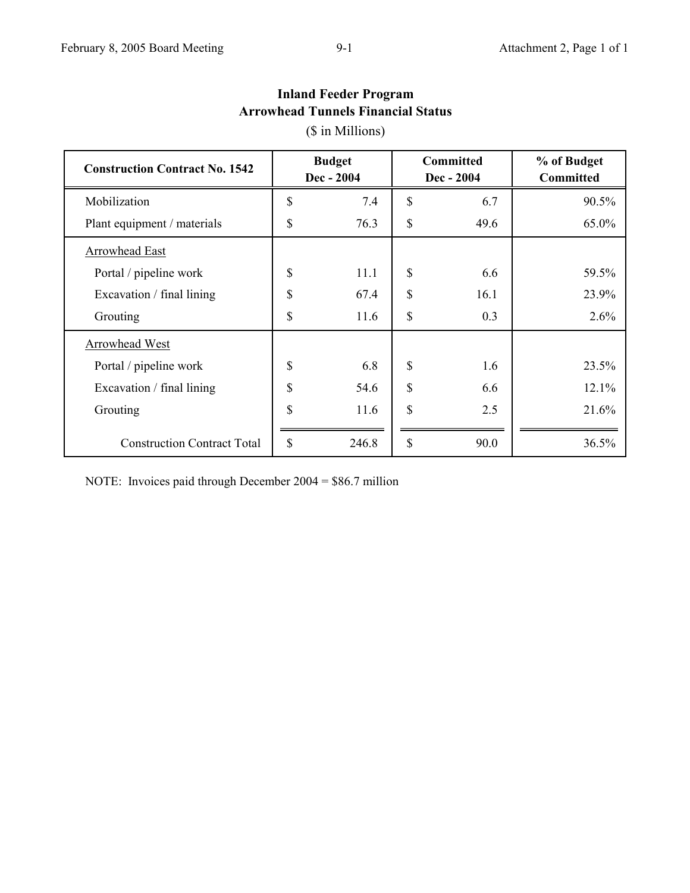# Inland Feeder Program
## Arrowhead Tunnels Financial Status
($ in Millions)

| Construction Contract No. 1542 | Budget Dec - 2004 | Committed Dec - 2004 | % of Budget Committed |
|---|---|---|---|
| Mobilization | $ 7.4 | $ 6.7 | 90.5% |
| Plant equipment / materials | $ 76.3 | $ 49.6 | 65.0% |
| Arrowhead East | | | |
| Portal / pipeline work | $ 11.1 | $ 6.6 | 59.5% |
| Excavation / final lining | $ 67.4 | $ 16.1 | 23.9% |
| Grouting | $ 11.6 | $ 0.3 | 2.6% |
| Arrowhead West | | | |
| Portal / pipeline work | $ 6.8 | $ 1.6 | 23.5% |
| Excavation / final lining | $ 54.6 | $ 6.6 | 12.1% |
| Grouting | $ 11.6 | $ 2.5 | 21.6% |
| Construction Contract Total | $ 246.8 | $ 90.0 | 36.5% |

NOTE: Invoices paid through December 2004 = $86.7 million